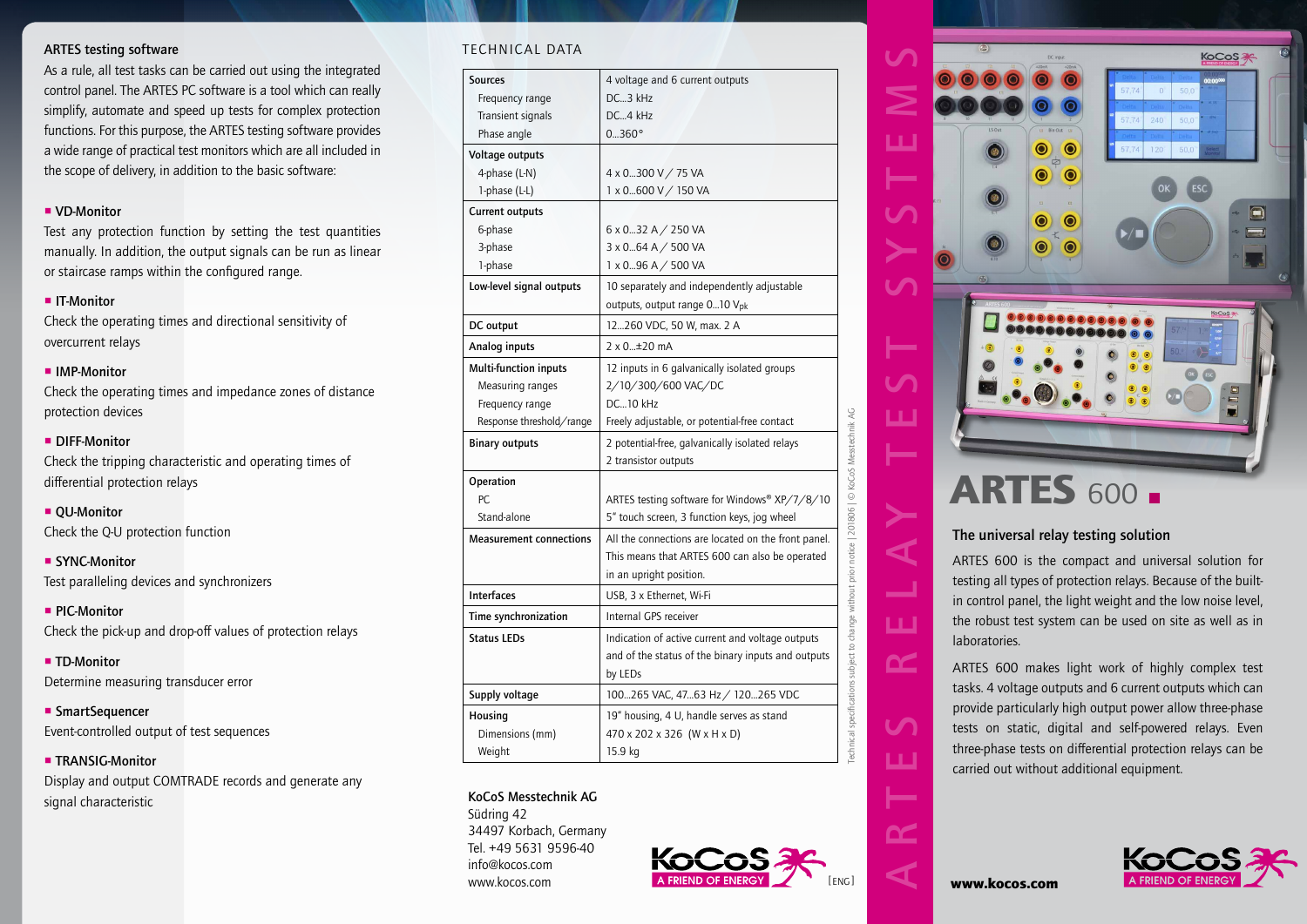## ARTES testing software

As a rule, all test tasks can be carried out using the integrated control panel. The ARTES PC software is a tool which can really simplify, automate and speed up tests for complex protection functions. For this purpose, the ARTES testing software provides a wide range of practical test monitors which are all included in the scope of delivery, in addition to the basic software:

- **VD-Monitor**
  Test any protection function by setting the test quantities manually. In addition, the output signals can be run as linear or staircase ramps within the configured range.
- **IT-Monitor**
  Check the operating times and directional sensitivity of overcurrent relays
- **IMP-Monitor**
  Check the operating times and impedance zones of distance protection devices
- **DIFF-Monitor**
  Check the tripping characteristic and operating times of differential protection relays
- **QU-Monitor**
  Check the Q-U protection function
- **SYNC-Monitor**
  Test paralleling devices and synchronizers
- **PIC-Monitor**
  Check the pick-up and drop-off values of protection relays
- **TD-Monitor**
  Determine measuring transducer error
- **SmartSequencer**
  Event-controlled output of test sequences
- **TRANSIG-Monitor**
  Display and output COMTRADE records and generate any signal characteristic

## TECHNICAL DATA

| | |
|---|---|
| **Sources** | 4 voltage and 6 current outputs |
| Frequency range | DC...3 kHz |
| Transient signals | DC...4 kHz |
| Phase angle | 0...360° |
| **Voltage outputs** | |
| 4-phase (L-N) | 4 x 0...300 V / 75 VA |
| 1-phase (L-L) | 1 x 0...600 V / 150 VA |
| **Current outputs** | |
| 6-phase | 6 x 0...32 A / 250 VA |
| 3-phase | 3 x 0...64 A / 500 VA |
| 1-phase | 1 x 0...96 A / 500 VA |
| **Low-level signal outputs** | 10 separately and independently adjustable outputs, output range 0...10 $V_{pk}$ |
| **DC output** | 12...260 VDC, 50 W, max. 2 A |
| **Analog inputs** | 2 x 0...±20 mA |
| **Multi-function inputs** | 12 inputs in 6 galvanically isolated groups |
| Measuring ranges | 2 / 10 / 300 / 600 VAC/DC |
| Frequency range | DC...10 kHz |
| Response threshold/range | Freely adjustable, or potential-free contact |
| **Binary outputs** | 2 potential-free, galvanically isolated relays<br>2 transistor outputs |
| **Operation** | |
| PC | ARTES testing software for Windows® XP/7/8/10 |
| Stand-alone | 5" touch screen, 3 function keys, jog wheel |
| **Measurement connections** | All the connections are located on the front panel. This means that ARTES 600 can also be operated in an upright position. |
| **Interfaces** | USB, 3 x Ethernet, Wi-Fi |
| **Time synchronization** | Internal GPS receiver |
| **Status LEDs** | Indication of active current and voltage outputs and of the status of the binary inputs and outputs by LEDs |
| **Supply voltage** | 100...265 VAC, 47...63 Hz / 120...265 VDC |
| **Housing** | 19" housing, 4 U, handle serves as stand |
| Dimensions (mm) | 470 x 202 x 326 (W x H x D) |
| Weight | 15.9 kg |

Technical specifications subject to change without prior notice | 201806 | © KoCoS Messtechnik AG

**KoCoS Messtechnik AG**
Südring 42
34497 Korbach, Germany
Tel. +49 5631 9596-40
info@kocos.com
www.kocos.com

KoCoS A FRIEND OF ENERGY [ENG]

ARTES RELAY TEST SYSTEMS

# ARTES 600

## The universal relay testing solution

ARTES 600 is the compact and universal solution for testing all types of protection relays. Because of the built-in control panel, the light weight and the low noise level, the robust test system can be used on site as well as in laboratories.

ARTES 600 makes light work of highly complex test tasks. 4 voltage outputs and 6 current outputs which can provide particularly high output power allow three-phase tests on static, digital and self-powered relays. Even three-phase tests on differential protection relays can be carried out without additional equipment.

**www.kocos.com**

KoCoS A FRIEND OF ENERGY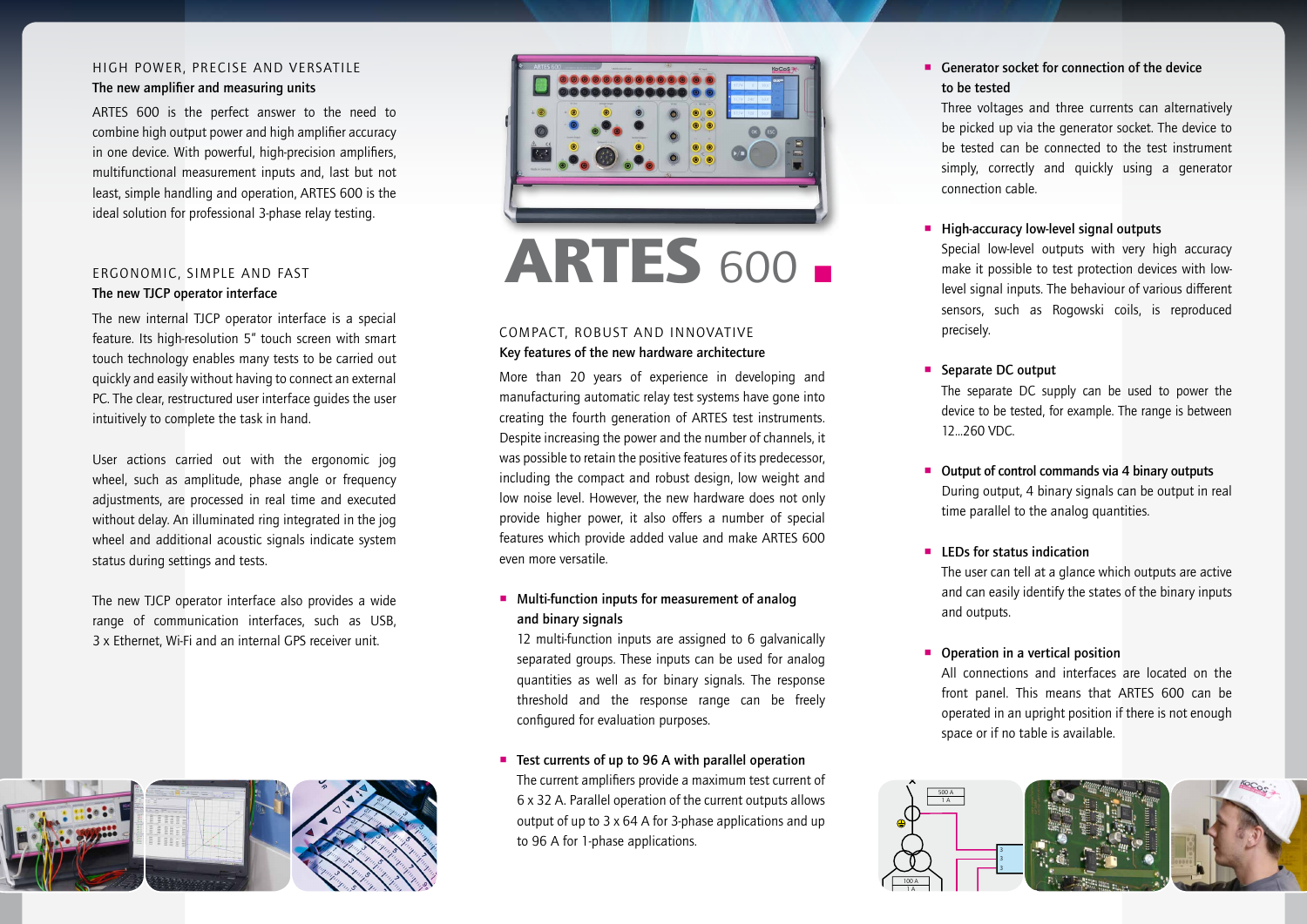## HIGH POWER, PRECISE AND VERSATILE

### The new amplifier and measuring units

ARTES 600 is the perfect answer to the need to combine high output power and high amplifier accuracy in one device. With powerful, high-precision amplifiers, multifunctional measurement inputs and, last but not least, simple handling and operation, ARTES 600 is the ideal solution for professional 3-phase relay testing.

## ERGONOMIC, SIMPLE AND FAST

### The new TJCP operator interface

The new internal TJCP operator interface is a special feature. Its high-resolution 5" touch screen with smart touch technology enables many tests to be carried out quickly and easily without having to connect an external PC. The clear, restructured user interface guides the user intuitively to complete the task in hand.

User actions carried out with the ergonomic jog wheel, such as amplitude, phase angle or frequency adjustments, are processed in real time and executed without delay. An illuminated ring integrated in the jog wheel and additional acoustic signals indicate system status during settings and tests.

The new TJCP operator interface also provides a wide range of communication interfaces, such as USB, 3 x Ethernet, Wi-Fi and an internal GPS receiver unit.

# ARTES 600

## COMPACT, ROBUST AND INNOVATIVE

### Key features of the new hardware architecture

More than 20 years of experience in developing and manufacturing automatic relay test systems have gone into creating the fourth generation of ARTES test instruments. Despite increasing the power and the number of channels, it was possible to retain the positive features of its predecessor, including the compact and robust design, low weight and low noise level. However, the new hardware does not only provide higher power, it also offers a number of special features which provide added value and make ARTES 600 even more versatile.

- **Multi-function inputs for measurement of analog and binary signals**
  12 multi-function inputs are assigned to 6 galvanically separated groups. These inputs can be used for analog quantities as well as for binary signals. The response threshold and the response range can be freely configured for evaluation purposes.

- **Test currents of up to 96 A with parallel operation**
  The current amplifiers provide a maximum test current of 6 x 32 A. Parallel operation of the current outputs allows output of up to 3 x 64 A for 3-phase applications and up to 96 A for 1-phase applications.

- **Generator socket for connection of the device to be tested**
  Three voltages and three currents can alternatively be picked up via the generator socket. The device to be tested can be connected to the test instrument simply, correctly and quickly using a generator connection cable.

- **High-accuracy low-level signal outputs**
  Special low-level outputs with very high accuracy make it possible to test protection devices with low-level signal inputs. The behaviour of various different sensors, such as Rogowski coils, is reproduced precisely.

- **Separate DC output**
  The separate DC supply can be used to power the device to be tested, for example. The range is between 12...260 VDC.

- **Output of control commands via 4 binary outputs**
  During output, 4 binary signals can be output in real time parallel to the analog quantities.

- **LEDs for status indication**
  The user can tell at a glance which outputs are active and can easily identify the states of the binary inputs and outputs.

- **Operation in a vertical position**
  All connections and interfaces are located on the front panel. This means that ARTES 600 can be operated in an upright position if there is not enough space or if no table is available.